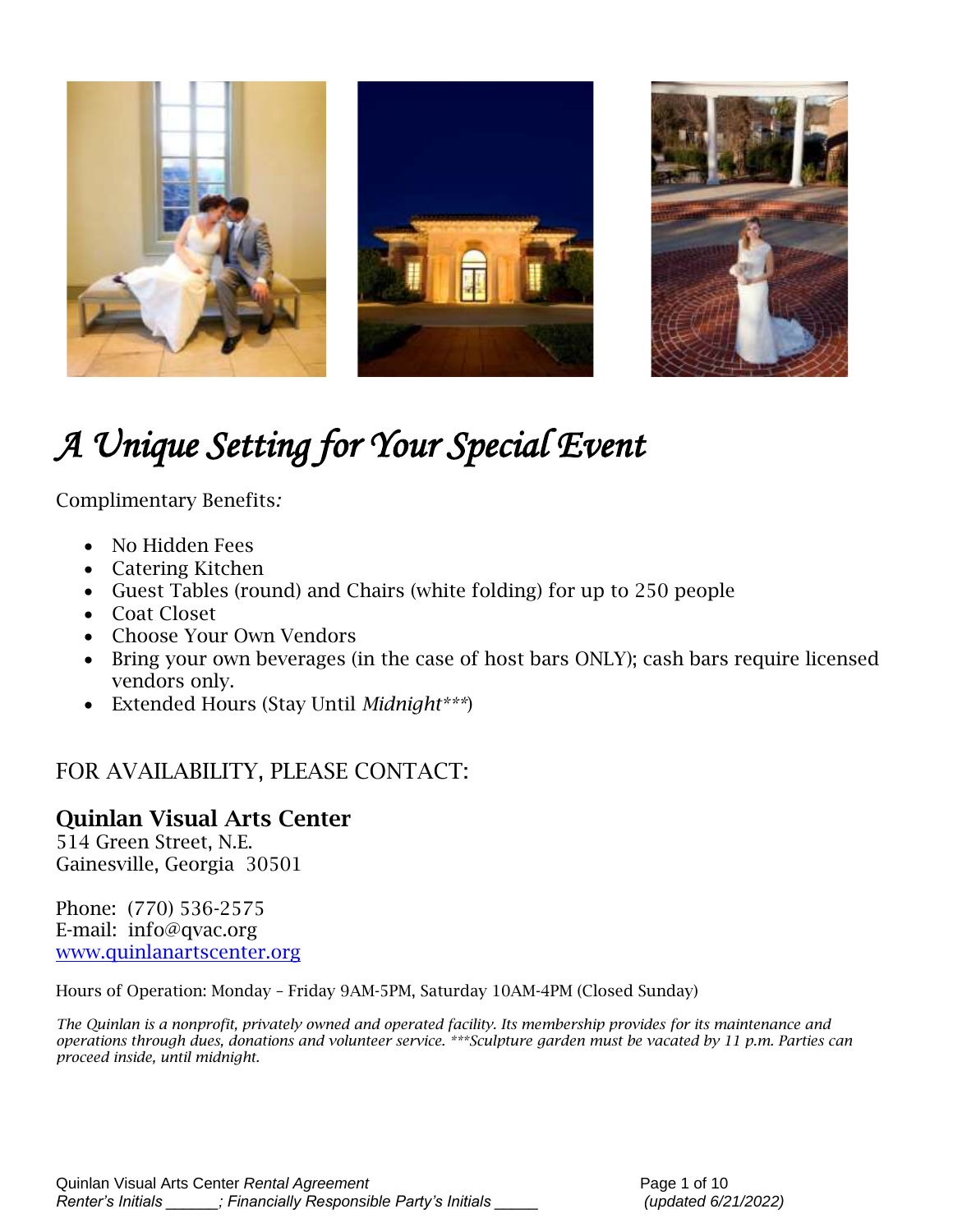# *A Unique Setting for Your Special Event*

Complimentary Benefits*:*

- No Hidden Fees
- Catering Kitchen
- Guest Tables (round) and Chairs (white folding) for up to 250 people
- Coat Closet
- Choose Your Own Vendors
- Bring your own beverages (in the case of host bars ONLY); cash bars require licensed vendors only.
- Extended Hours (Stay Until *Midnight****)

## FOR AVAILABILITY, PLEASE CONTACT:

### Quinlan Visual Arts Center

514 Green Street, N.E.
Gainesville, Georgia 30501

Phone: (770) 536-2575
E-mail: info@qvac.org
[www.quinlanartscenter.org](http://www.quinlanartscenter.org)

Hours of Operation: Monday – Friday 9AM-5PM, Saturday 10AM-4PM (Closed Sunday)

*The Quinlan is a nonprofit, privately owned and operated facility. Its membership provides for its maintenance and operations through dues, donations and volunteer service. ***Sculpture garden must be vacated by 11 p.m. Parties can proceed inside, until midnight.*

Quinlan Visual Arts Center *Rental Agreement*
*Renter's Initials ______; Financially Responsible Party's Initials _____* *(updated 6/21/2022)*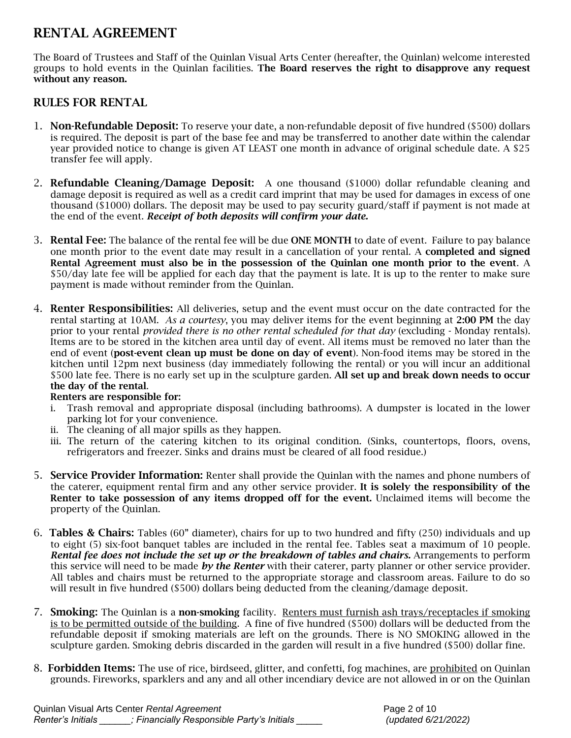# RENTAL AGREEMENT

The Board of Trustees and Staff of the Quinlan Visual Arts Center (hereafter, the Quinlan) welcome interested groups to hold events in the Quinlan facilities. **The Board reserves the right to disapprove any request without any reason.**

## RULES FOR RENTAL

1. **Non-Refundable Deposit:** To reserve your date, a non-refundable deposit of five hundred ($500) dollars is required. The deposit is part of the base fee and may be transferred to another date within the calendar year provided notice to change is given AT LEAST one month in advance of original schedule date. A $25 transfer fee will apply.

2. **Refundable Cleaning/Damage Deposit:** A one thousand ($1000) dollar refundable cleaning and damage deposit is required as well as a credit card imprint that may be used for damages in excess of one thousand ($1000) dollars. The deposit may be used to pay security guard/staff if payment is not made at the end of the event. ***Receipt of both deposits will confirm your date.***

3. **Rental Fee:** The balance of the rental fee will be due **ONE MONTH** to date of event. Failure to pay balance one month prior to the event date may result in a cancellation of your rental. A **completed and signed Rental Agreement must also be in the possession of the Quinlan one month prior to the event**. A $50/day late fee will be applied for each day that the payment is late. It is up to the renter to make sure payment is made without reminder from the Quinlan.

4. **Renter Responsibilities:** All deliveries, setup and the event must occur on the date contracted for the rental starting at 10AM. *As a courtesy*, you may deliver items for the event beginning at **2:00 PM** the day prior to your rental *provided there is no other rental scheduled for that day* (excluding - Monday rentals). Items are to be stored in the kitchen area until day of event. All items must be removed no later than the end of event (**post-event clean up must be done on day of event**). Non-food items may be stored in the kitchen until 12pm next business (day immediately following the rental) or you will incur an additional $500 late fee. There is no early set up in the sculpture garden. **All set up and break down needs to occur the day of the rental**.

   **Renters are responsible for:**

   i. Trash removal and appropriate disposal (including bathrooms). A dumpster is located in the lower parking lot for your convenience.
   ii. The cleaning of all major spills as they happen.
   iii. The return of the catering kitchen to its original condition. (Sinks, countertops, floors, ovens, refrigerators and freezer. Sinks and drains must be cleared of all food residue.)

5. **Service Provider Information:** Renter shall provide the Quinlan with the names and phone numbers of the caterer, equipment rental firm and any other service provider. **It is solely the responsibility of the Renter to take possession of any items dropped off for the event.** Unclaimed items will become the property of the Quinlan.

6. **Tables & Chairs:** Tables (60" diameter), chairs for up to two hundred and fifty (250) individuals and up to eight (5) six-foot banquet tables are included in the rental fee. Tables seat a maximum of 10 people. ***Rental fee does not include the set up or the breakdown of tables and chairs.*** Arrangements to perform this service will need to be made ***by the Renter*** with their caterer, party planner or other service provider. All tables and chairs must be returned to the appropriate storage and classroom areas. Failure to do so will result in five hundred ($500) dollars being deducted from the cleaning/damage deposit.

7. **Smoking:** The Quinlan is a **non-smoking** facility. Renters must furnish ash trays/receptacles if smoking is to be permitted outside of the building. A fine of five hundred ($500) dollars will be deducted from the refundable deposit if smoking materials are left on the grounds. There is NO SMOKING allowed in the sculpture garden. Smoking debris discarded in the garden will result in a five hundred ($500) dollar fine.

8. **Forbidden Items:** The use of rice, birdseed, glitter, and confetti, fog machines, are prohibited on Quinlan grounds. Fireworks, sparklers and any and all other incendiary device are not allowed in or on the Quinlan

Renter's Initials ______; Financially Responsible Party's Initials _____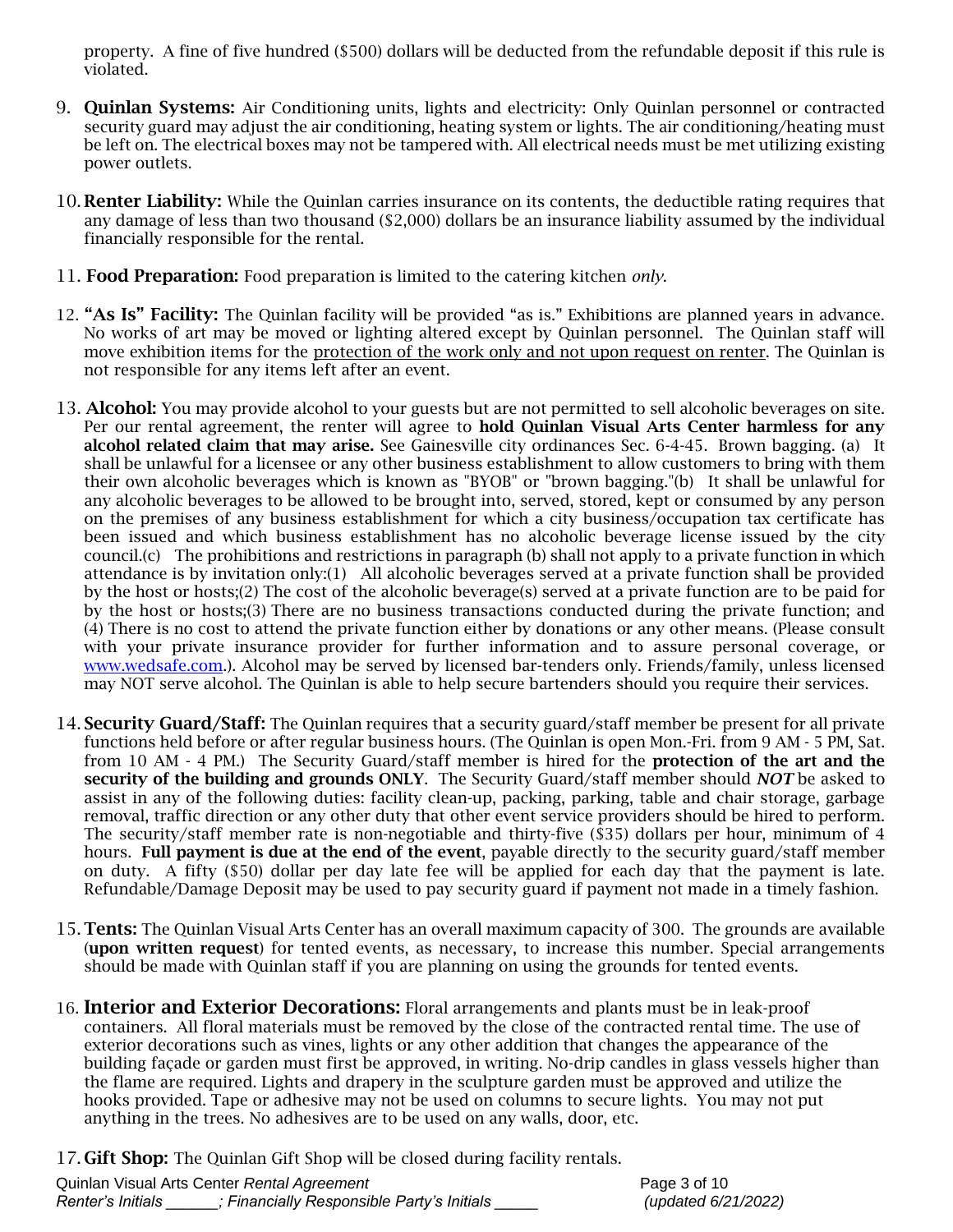property. A fine of five hundred ($500) dollars will be deducted from the refundable deposit if this rule is violated.

9. **Quinlan Systems:** Air Conditioning units, lights and electricity: Only Quinlan personnel or contracted security guard may adjust the air conditioning, heating system or lights. The air conditioning/heating must be left on. The electrical boxes may not be tampered with. All electrical needs must be met utilizing existing power outlets.

10. **Renter Liability:** While the Quinlan carries insurance on its contents, the deductible rating requires that any damage of less than two thousand ($2,000) dollars be an insurance liability assumed by the individual financially responsible for the rental.

11. **Food Preparation:** Food preparation is limited to the catering kitchen *only*.

12. **"As Is" Facility:** The Quinlan facility will be provided "as is." Exhibitions are planned years in advance. No works of art may be moved or lighting altered except by Quinlan personnel. The Quinlan staff will move exhibition items for the <u>protection of the work only and not upon request on renter</u>. The Quinlan is not responsible for any items left after an event.

13. **Alcohol:** You may provide alcohol to your guests but are not permitted to sell alcoholic beverages on site. Per our rental agreement, the renter will agree to **hold Quinlan Visual Arts Center harmless for any alcohol related claim that may arise.** See Gainesville city ordinances Sec. 6-4-45. Brown bagging. (a) It shall be unlawful for a licensee or any other business establishment to allow customers to bring with them their own alcoholic beverages which is known as "BYOB" or "brown bagging."(b) It shall be unlawful for any alcoholic beverages to be allowed to be brought into, served, stored, kept or consumed by any person on the premises of any business establishment for which a city business/occupation tax certificate has been issued and which business establishment has no alcoholic beverage license issued by the city council.(c) The prohibitions and restrictions in paragraph (b) shall not apply to a private function in which attendance is by invitation only:(1) All alcoholic beverages served at a private function shall be provided by the host or hosts;(2) The cost of the alcoholic beverage(s) served at a private function are to be paid for by the host or hosts;(3) There are no business transactions conducted during the private function; and (4) There is no cost to attend the private function either by donations or any other means. (Please consult with your private insurance provider for further information and to assure personal coverage, or www.wedsafe.com.). Alcohol may be served by licensed bar-tenders only. Friends/family, unless licensed may NOT serve alcohol. The Quinlan is able to help secure bartenders should you require their services.

14. **Security Guard/Staff:** The Quinlan requires that a security guard/staff member be present for all private functions held before or after regular business hours. (The Quinlan is open Mon.-Fri. from 9 AM - 5 PM, Sat. from 10 AM - 4 PM.) The Security Guard/staff member is hired for the **protection of the art and the security of the building and grounds ONLY**. The Security Guard/staff member should ***NOT*** be asked to assist in any of the following duties: facility clean-up, packing, parking, table and chair storage, garbage removal, traffic direction or any other duty that other event service providers should be hired to perform. The security/staff member rate is non-negotiable and thirty-five ($35) dollars per hour, minimum of 4 hours. **Full payment is due at the end of the event**, payable directly to the security guard/staff member on duty. A fifty ($50) dollar per day late fee will be applied for each day that the payment is late. Refundable/Damage Deposit may be used to pay security guard if payment not made in a timely fashion.

15. **Tents:** The Quinlan Visual Arts Center has an overall maximum capacity of 300. The grounds are available (**upon written request**) for tented events, as necessary, to increase this number. Special arrangements should be made with Quinlan staff if you are planning on using the grounds for tented events.

16. **Interior and Exterior Decorations:** Floral arrangements and plants must be in leak-proof containers. All floral materials must be removed by the close of the contracted rental time. The use of exterior decorations such as vines, lights or any other addition that changes the appearance of the building façade or garden must first be approved, in writing. No-drip candles in glass vessels higher than the flame are required. Lights and drapery in the sculpture garden must be approved and utilize the hooks provided. Tape or adhesive may not be used on columns to secure lights. You may not put anything in the trees. No adhesives are to be used on any walls, door, etc.

17. **Gift Shop:** The Quinlan Gift Shop will be closed during facility rentals.

*Renter's Initials ______; Financially Responsible Party's Initials _____*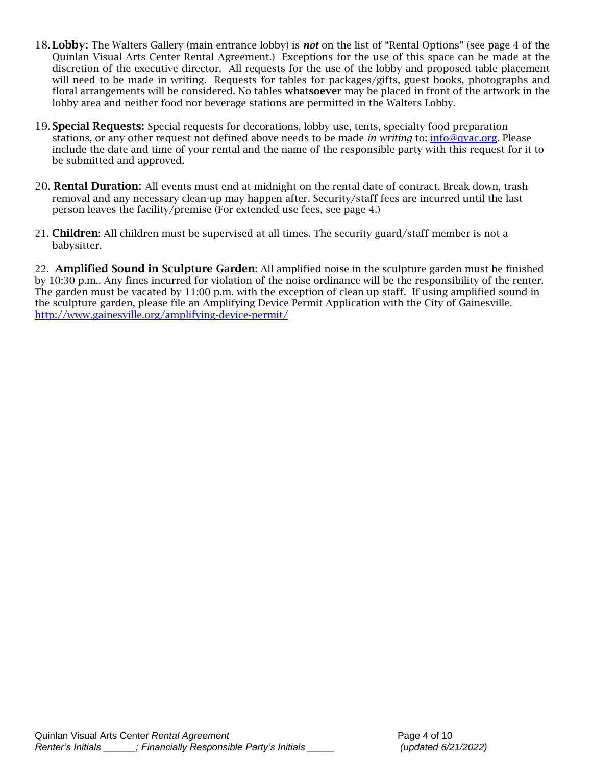18. **Lobby:** The Walters Gallery (main entrance lobby) is ***not*** on the list of "Rental Options" (see page 4 of the Quinlan Visual Arts Center Rental Agreement.) Exceptions for the use of this space can be made at the discretion of the executive director. All requests for the use of the lobby and proposed table placement will need to be made in writing. Requests for tables for packages/gifts, guest books, photographs and floral arrangements will be considered. No tables **whatsoever** may be placed in front of the artwork in the lobby area and neither food nor beverage stations are permitted in the Walters Lobby.

19. **Special Requests:** Special requests for decorations, lobby use, tents, specialty food preparation stations, or any other request not defined above needs to be made *in writing* to: [info@qvac.org](mailto:info@qvac.org). Please include the date and time of your rental and the name of the responsible party with this request for it to be submitted and approved.

20. **Rental Duration**: All events must end at midnight on the rental date of contract. Break down, trash removal and any necessary clean-up may happen after. Security/staff fees are incurred until the last person leaves the facility/premise (For extended use fees, see page 4.)

21. **Children**: All children must be supervised at all times. The security guard/staff member is not a babysitter.

22. **Amplified Sound in Sculpture Garden**: All amplified noise in the sculpture garden must be finished by 10:30 p.m.. Any fines incurred for violation of the noise ordinance will be the responsibility of the renter. The garden must be vacated by 11:00 p.m. with the exception of clean up staff. If using amplified sound in the sculpture garden, please file an Amplifying Device Permit Application with the City of Gainesville. [http://www.gainesville.org/amplifying-device-permit/](http://www.gainesville.org/amplifying-device-permit/)

*Renter's Initials ______; Financially Responsible Party's Initials _____*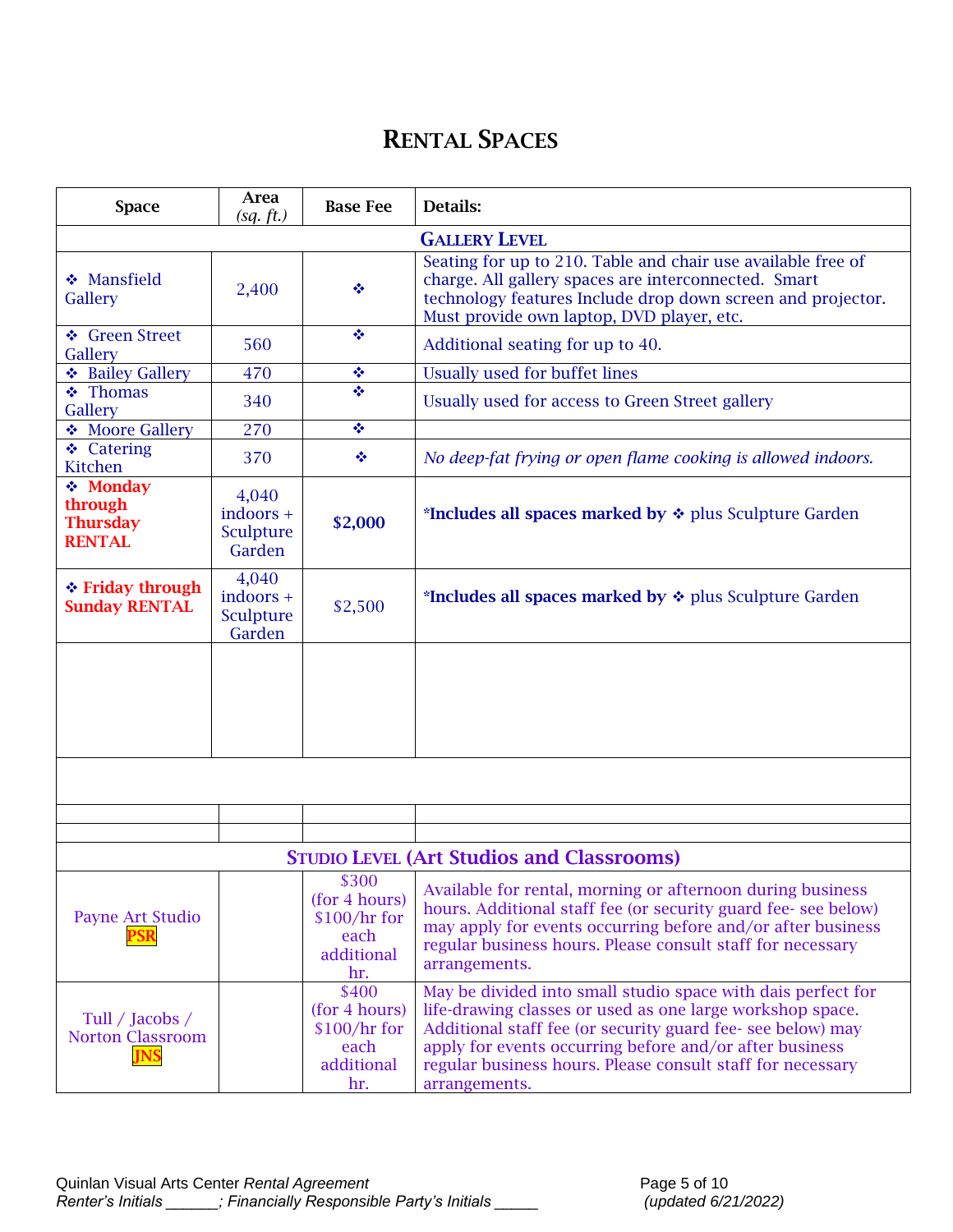# RENTAL SPACES

| Space | Area *(sq. ft.)* | Base Fee | Details: |
|---|---|---|---|
| **GALLERY LEVEL** | | | |
| ❖ Mansfield Gallery | 2,400 | ❖ | Seating for up to 210. Table and chair use available free of charge. All gallery spaces are interconnected. Smart technology features Include drop down screen and projector. Must provide own laptop, DVD player, etc. |
| ❖ Green Street Gallery | 560 | ❖ | Additional seating for up to 40. |
| ❖ Bailey Gallery | 470 | ❖ | Usually used for buffet lines |
| ❖ Thomas Gallery | 340 | ❖ | Usually used for access to Green Street gallery |
| ❖ Moore Gallery | 270 | ❖ | |
| ❖ Catering Kitchen | 370 | ❖ | *No deep-fat frying or open flame cooking is allowed indoors.* |
| ❖ **Monday through Thursday RENTAL** | 4,040 indoors + Sculpture Garden | **$2,000** | ***Includes all spaces marked by** ❖ plus Sculpture Garden |
| ❖ **Friday through Sunday RENTAL** | 4,040 indoors + Sculpture Garden | $2,500 | ***Includes all spaces marked by** ❖ plus Sculpture Garden |
| | | | |
| | | | |
| | | | |
| | | | |
| **STUDIO LEVEL (Art Studios and Classrooms)** | | | |
| Payne Art Studio PSR | | $300 (for 4 hours) $100/hr for each additional hr. | Available for rental, morning or afternoon during business hours. Additional staff fee (or security guard fee- see below) may apply for events occurring before and/or after business regular business hours. Please consult staff for necessary arrangements. |
| Tull / Jacobs / Norton Classroom JNS | | $400 (for 4 hours) $100/hr for each additional hr. | May be divided into small studio space with dais perfect for life-drawing classes or used as one large workshop space. Additional staff fee (or security guard fee- see below) may apply for events occurring before and/or after business regular business hours. Please consult staff for necessary arrangements. |

Quinlan Visual Arts Center *Rental Agreement*
*Renter's Initials ______; Financially Responsible Party's Initials _____*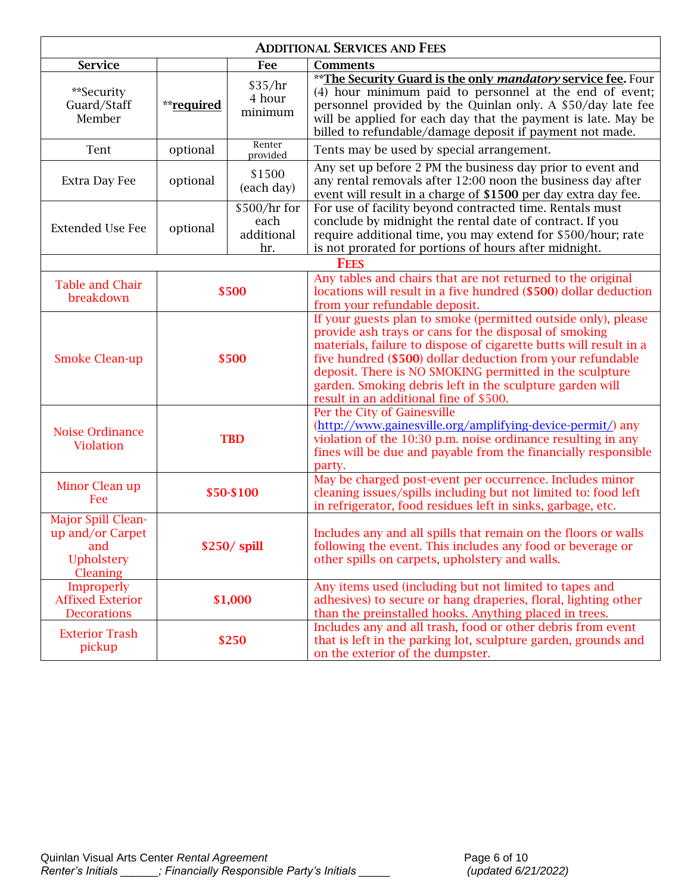| ADDITIONAL SERVICES AND FEES | | | |
|---|---|---|---|
| **Service** | | **Fee** | **Comments** |
| **Security Guard/Staff Member | **<u>**required**</u> | $35/hr 4 hour minimum | **<u>**The Security Guard is the only *mandatory* service fee.**</u> Four (4) hour minimum paid to personnel at the end of event; personnel provided by the Quinlan only. A $50/day late fee will be applied for each day that the payment is late. May be billed to refundable/damage deposit if payment not made. |
| Tent | optional | Renter provided | Tents may be used by special arrangement. |
| Extra Day Fee | optional | $1500 (each day) | Any set up before 2 PM the business day prior to event and any rental removals after 12:00 noon the business day after event will result in a charge of **$1500** per day extra day fee. |
| Extended Use Fee | optional | $500/hr for each additional hr. | For use of facility beyond contracted time. Rentals must conclude by midnight the rental date of contract. If you require additional time, you may extend for $500/hour; rate is not prorated for portions of hours after midnight. |
| **FEES** | | | |
| Table and Chair breakdown | **$500** | | Any tables and chairs that are not returned to the original locations will result in a five hundred (**$500**) dollar deduction from your refundable deposit. |
| Smoke Clean-up | **$500** | | If your guests plan to smoke (permitted outside only), please provide ash trays or cans for the disposal of smoking materials, failure to dispose of cigarette butts will result in a five hundred (**$500**) dollar deduction from your refundable deposit. There is NO SMOKING permitted in the sculpture garden. Smoking debris left in the sculpture garden will result in an additional fine of $500. |
| Noise Ordinance Violation | **TBD** | | Per the City of Gainesville (http://www.gainesville.org/amplifying-device-permit/) any violation of the 10:30 p.m. noise ordinance resulting in any fines will be due and payable from the financially responsible party. |
| Minor Clean up Fee | **$50-$100** | | May be charged post-event per occurrence. Includes minor cleaning issues/spills including but not limited to: food left in refrigerator, food residues left in sinks, garbage, etc. |
| Major Spill Clean-up and/or Carpet and Upholstery Cleaning | **$250/ spill** | | Includes any and all spills that remain on the floors or walls following the event. This includes any food or beverage or other spills on carpets, upholstery and walls. |
| Improperly Affixed Exterior Decorations | **$1,000** | | Any items used (including but not limited to tapes and adhesives) to secure or hang draperies, floral, lighting other than the preinstalled hooks. Anything placed in trees. |
| Exterior Trash pickup | **$250** | | Includes any and all trash, food or other debris from event that is left in the parking lot, sculpture garden, grounds and on the exterior of the dumpster. |

Renter's Initials ______; Financially Responsible Party's Initials _____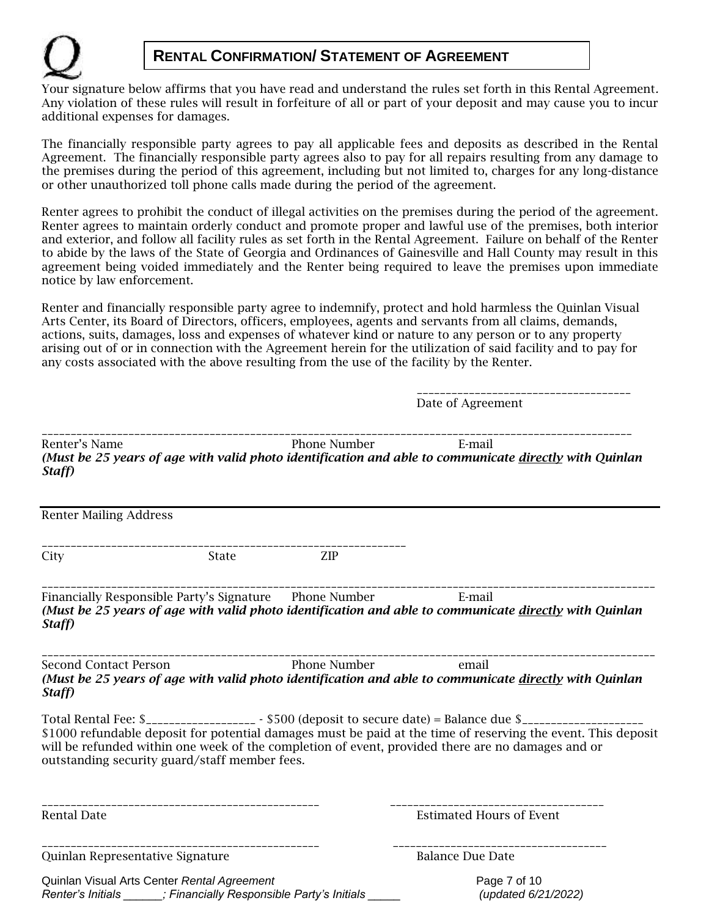# RENTAL CONFIRMATION/ STATEMENT OF AGREEMENT

Your signature below affirms that you have read and understand the rules set forth in this Rental Agreement. Any violation of these rules will result in forfeiture of all or part of your deposit and may cause you to incur additional expenses for damages.

The financially responsible party agrees to pay all applicable fees and deposits as described in the Rental Agreement. The financially responsible party agrees also to pay for all repairs resulting from any damage to the premises during the period of this agreement, including but not limited to, charges for any long-distance or other unauthorized toll phone calls made during the period of the agreement.

Renter agrees to prohibit the conduct of illegal activities on the premises during the period of the agreement. Renter agrees to maintain orderly conduct and promote proper and lawful use of the premises, both interior and exterior, and follow all facility rules as set forth in the Rental Agreement. Failure on behalf of the Renter to abide by the laws of the State of Georgia and Ordinances of Gainesville and Hall County may result in this agreement being voided immediately and the Renter being required to leave the premises upon immediate notice by law enforcement.

Renter and financially responsible party agree to indemnify, protect and hold harmless the Quinlan Visual Arts Center, its Board of Directors, officers, employees, agents and servants from all claims, demands, actions, suits, damages, loss and expenses of whatever kind or nature to any person or to any property arising out of or in connection with the Agreement herein for the utilization of said facility and to pay for any costs associated with the above resulting from the use of the facility by the Renter.

_____________________________________
Date of Agreement

_____________________________________________________________________________________________
Renter's Name Phone Number E-mail
***(Must be 25 years of age with valid photo identification and able to communicate directly with Quinlan Staff)***

_____________________________________________________________________________________________
Renter Mailing Address

_________________________________________________________________
City State ZIP

_____________________________________________________________________________________________
Financially Responsible Party's Signature Phone Number E-mail
***(Must be 25 years of age with valid photo identification and able to communicate directly with Quinlan Staff)***

_____________________________________________________________________________________________
Second Contact Person Phone Number email
***(Must be 25 years of age with valid photo identification and able to communicate directly with Quinlan Staff)***

Total Rental Fee: $___________________ - $500 (deposit to secure date) = Balance due $_____________________
$1000 refundable deposit for potential damages must be paid at the time of reserving the event. This deposit will be refunded within one week of the completion of event, provided there are no damages and or outstanding security guard/staff member fees.

_______________________________________________ _____________________________________
Rental Date Estimated Hours of Event

_______________________________________________ _____________________________________
Quinlan Representative Signature Balance Due Date

Quinlan Visual Arts Center *Rental Agreement*
*Renter's Initials ______; Financially Responsible Party's Initials _____* *(updated 6/21/2022)*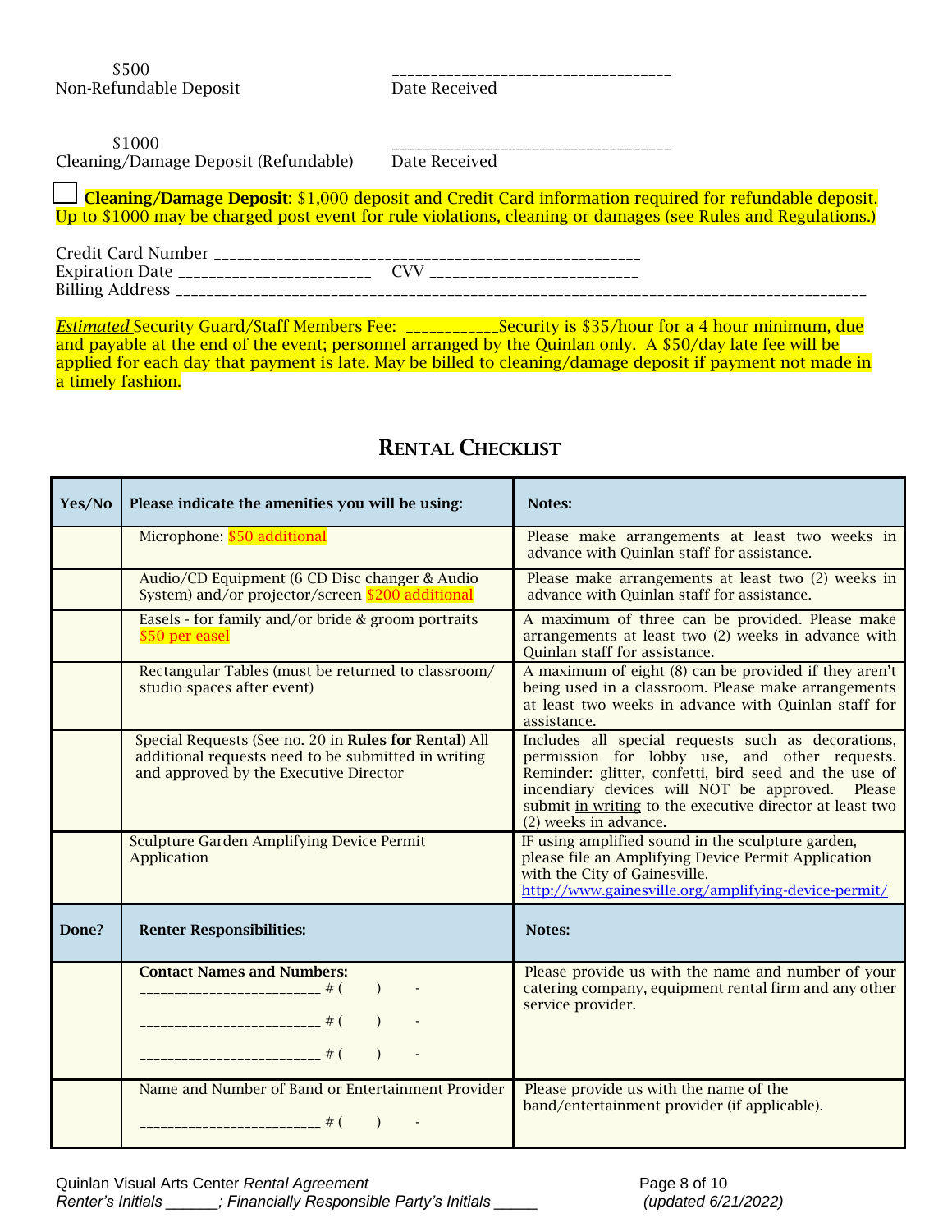$500
Non-Refundable Deposit  ___________________________________ Date Received

$1000
Cleaning/Damage Deposit (Refundable)  ___________________________________ Date Received

☐ **Cleaning/Damage Deposit**: $1,000 deposit and Credit Card information required for refundable deposit. Up to $1000 may be charged post event for rule violations, cleaning or damages (see Rules and Regulations.)

Credit Card Number _______________________________________________________
Expiration Date ________________________  CVV __________________________
Billing Address ___________________________________________________________________________________

*Estimated* Security Guard/Staff Members Fee: ___________Security is $35/hour for a 4 hour minimum, due and payable at the end of the event; personnel arranged by the Quinlan only. A $50/day late fee will be applied for each day that payment is late. May be billed to cleaning/damage deposit if payment not made in a timely fashion.

## Rental Checklist

| Yes/No | Please indicate the amenities you will be using: | Notes: |
|---|---|---|
| | Microphone: $50 additional | Please make arrangements at least two weeks in advance with Quinlan staff for assistance. |
| | Audio/CD Equipment (6 CD Disc changer & Audio System) and/or projector/screen $200 additional | Please make arrangements at least two (2) weeks in advance with Quinlan staff for assistance. |
| | Easels - for family and/or bride & groom portraits $50 per easel | A maximum of three can be provided. Please make arrangements at least two (2) weeks in advance with Quinlan staff for assistance. |
| | Rectangular Tables (must be returned to classroom/ studio spaces after event) | A maximum of eight (8) can be provided if they aren't being used in a classroom. Please make arrangements at least two weeks in advance with Quinlan staff for assistance. |
| | Special Requests (See no. 20 in **Rules for Rental**) All additional requests need to be submitted in writing and approved by the Executive Director | Includes all special requests such as decorations, permission for lobby use, and other requests. Reminder: glitter, confetti, bird seed and the use of incendiary devices will NOT be approved. Please submit in writing to the executive director at least two (2) weeks in advance. |
| | Sculpture Garden Amplifying Device Permit Application | IF using amplified sound in the sculpture garden, please file an Amplifying Device Permit Application with the City of Gainesville. http://www.gainesville.org/amplifying-device-permit/ |
| **Done?** | **Renter Responsibilities:** | **Notes:** |
| | **Contact Names and Numbers:** ________________________ # (   )   - ________________________ # (   )   - ________________________ # (   )   - | Please provide us with the name and number of your catering company, equipment rental firm and any other service provider. |
| | Name and Number of Band or Entertainment Provider ________________________ # (   )   - | Please provide us with the name of the band/entertainment provider (if applicable). |

Quinlan Visual Arts Center *Rental Agreement*
*Renter's Initials ______; Financially Responsible Party's Initials _____*
*(updated 6/21/2022)*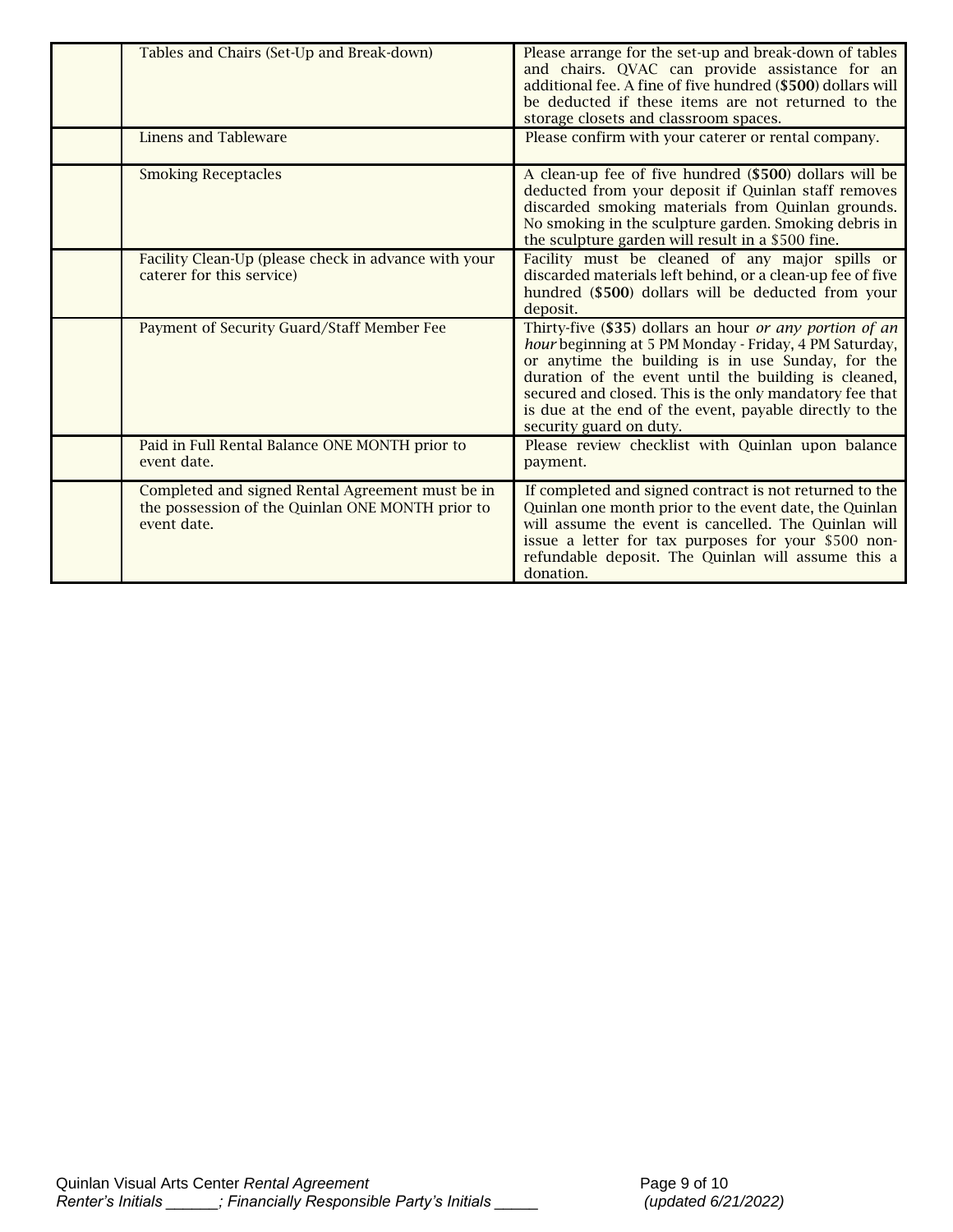| | | |
|---|---|---|
| | Tables and Chairs (Set-Up and Break-down) | Please arrange for the set-up and break-down of tables and chairs. QVAC can provide assistance for an additional fee. A fine of five hundred (**$500**) dollars will be deducted if these items are not returned to the storage closets and classroom spaces. |
| | Linens and Tableware | Please confirm with your caterer or rental company. |
| | Smoking Receptacles | A clean-up fee of five hundred (**$500**) dollars will be deducted from your deposit if Quinlan staff removes discarded smoking materials from Quinlan grounds. No smoking in the sculpture garden. Smoking debris in the sculpture garden will result in a $500 fine. |
| | Facility Clean-Up (please check in advance with your caterer for this service) | Facility must be cleaned of any major spills or discarded materials left behind, or a clean-up fee of five hundred (**$500**) dollars will be deducted from your deposit. |
| | Payment of Security Guard/Staff Member Fee | Thirty-five (**$35**) dollars an hour *or any portion of an hour* beginning at 5 PM Monday - Friday, 4 PM Saturday, or anytime the building is in use Sunday, for the duration of the event until the building is cleaned, secured and closed. This is the only mandatory fee that is due at the end of the event, payable directly to the security guard on duty. |
| | Paid in Full Rental Balance ONE MONTH prior to event date. | Please review checklist with Quinlan upon balance payment. |
| | Completed and signed Rental Agreement must be in the possession of the Quinlan ONE MONTH prior to event date. | If completed and signed contract is not returned to the Quinlan one month prior to the event date, the Quinlan will assume the event is cancelled. The Quinlan will issue a letter for tax purposes for your $500 non-refundable deposit. The Quinlan will assume this a donation. |

Quinlan Visual Arts Center *Rental Agreement*
*Renter's Initials ______; Financially Responsible Party's Initials _____*
*(updated 6/21/2022)*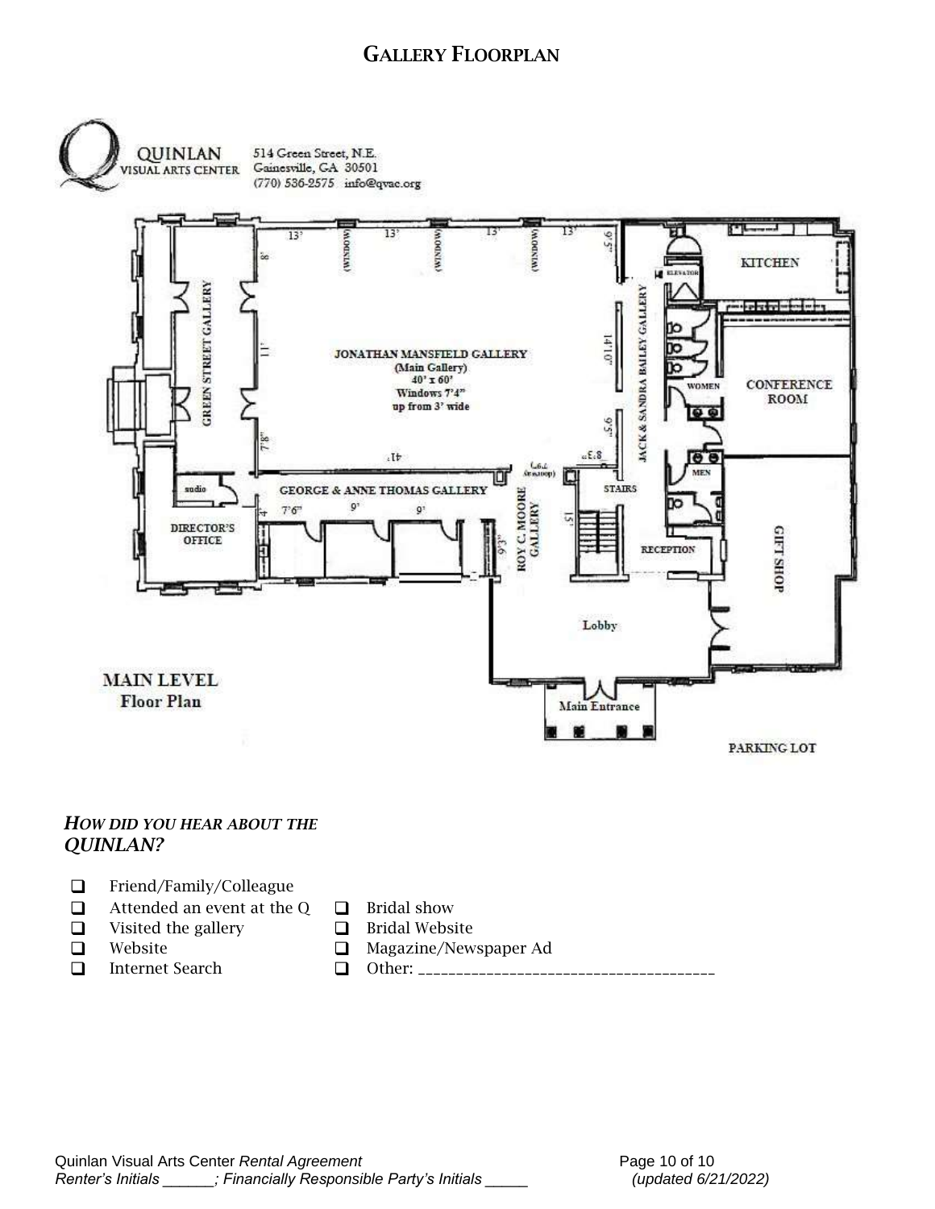# GALLERY FLOORPLAN

QUINLAN
VISUAL ARTS CENTER

514 Green Street, N.E.
Gainesville, GA 30501
(770) 536-2575 info@qvac.org

KITCHEN

ELEVATOR

GREEN STREET GALLERY

JONATHAN MANSFIELD GALLERY
(Main Gallery)
40' x 60'
Windows 7'4"
up from 3' wide

JACK & SANDRA BAILEY GALLERY

WOMEN

CONFERENCE ROOM

MEN

audio

GEORGE & ANNE THOMAS GALLERY

STAIRS

DIRECTOR'S OFFICE

ROY C. MOORE GALLERY

RECEPTION

GIFT SHOP

Lobby

MAIN LEVEL
Floor Plan

Main Entrance

PARKING LOT

## *HOW DID YOU HEAR ABOUT THE QUINLAN?*

- ❑ Friend/Family/Colleague
- ❑ Attended an event at the Q
- ❑ Visited the gallery
- ❑ Website
- ❑ Internet Search
- ❑ Bridal show
- ❑ Bridal Website
- ❑ Magazine/Newspaper Ad
- ❑ Other: ______________________________________

Quinlan Visual Arts Center *Rental Agreement*
*Renter's Initials ______; Financially Responsible Party's Initials _____* *(updated 6/21/2022)*